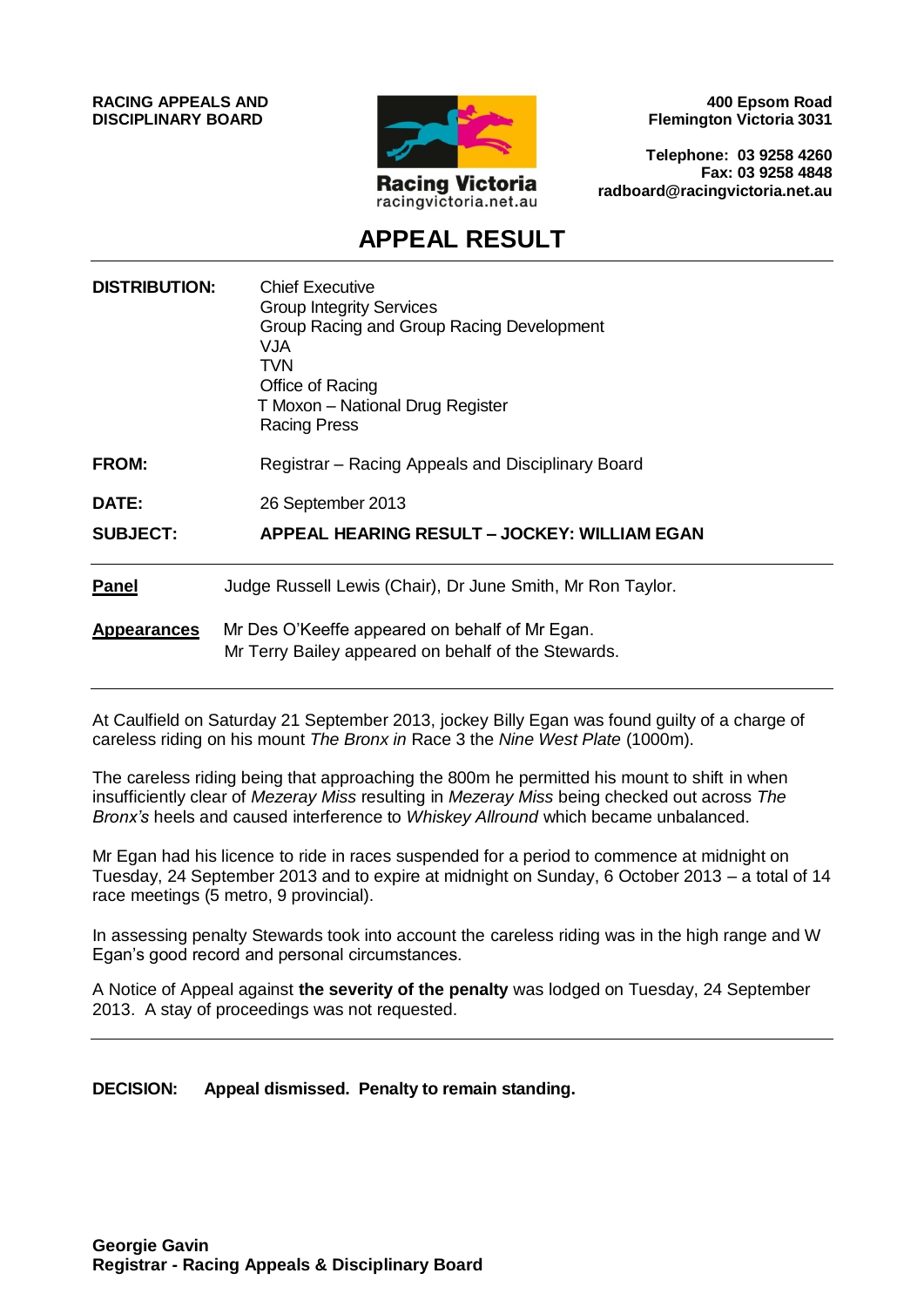**RACING APPEALS AND DISCIPLINARY BOARD**

Racing Victoria
racingvictoria.net.au

**400 Epsom Road**
**Flemington Victoria 3031**

**Telephone: 03 9258 4260**
**Fax: 03 9258 4848**
**radboard@racingvictoria.net.au**

# APPEAL RESULT

| | |
|---|---|
| **DISTRIBUTION:** | Chief Executive<br>Group Integrity Services<br>Group Racing and Group Racing Development<br>VJA<br>TVN<br>Office of Racing<br>T Moxon – National Drug Register<br>Racing Press |
| **FROM:** | Registrar – Racing Appeals and Disciplinary Board |
| **DATE:** | 26 September 2013 |
| **SUBJECT:** | **APPEAL HEARING RESULT – JOCKEY: WILLIAM EGAN** |

**Panel** Judge Russell Lewis (Chair), Dr June Smith, Mr Ron Taylor.

**Appearances** Mr Des O'Keeffe appeared on behalf of Mr Egan.
Mr Terry Bailey appeared on behalf of the Stewards.

---

At Caulfield on Saturday 21 September 2013, jockey Billy Egan was found guilty of a charge of careless riding on his mount *The Bronx in* Race 3 the *Nine West Plate* (1000m).

The careless riding being that approaching the 800m he permitted his mount to shift in when insufficiently clear of *Mezeray Miss* resulting in *Mezeray Miss* being checked out across *The Bronx's* heels and caused interference to *Whiskey Allround* which became unbalanced.

Mr Egan had his licence to ride in races suspended for a period to commence at midnight on Tuesday, 24 September 2013 and to expire at midnight on Sunday, 6 October 2013 – a total of 14 race meetings (5 metro, 9 provincial).

In assessing penalty Stewards took into account the careless riding was in the high range and W Egan's good record and personal circumstances.

A Notice of Appeal against **the severity of the penalty** was lodged on Tuesday, 24 September 2013. A stay of proceedings was not requested.

---

**DECISION: Appeal dismissed. Penalty to remain standing.**

**Georgie Gavin**
**Registrar - Racing Appeals & Disciplinary Board**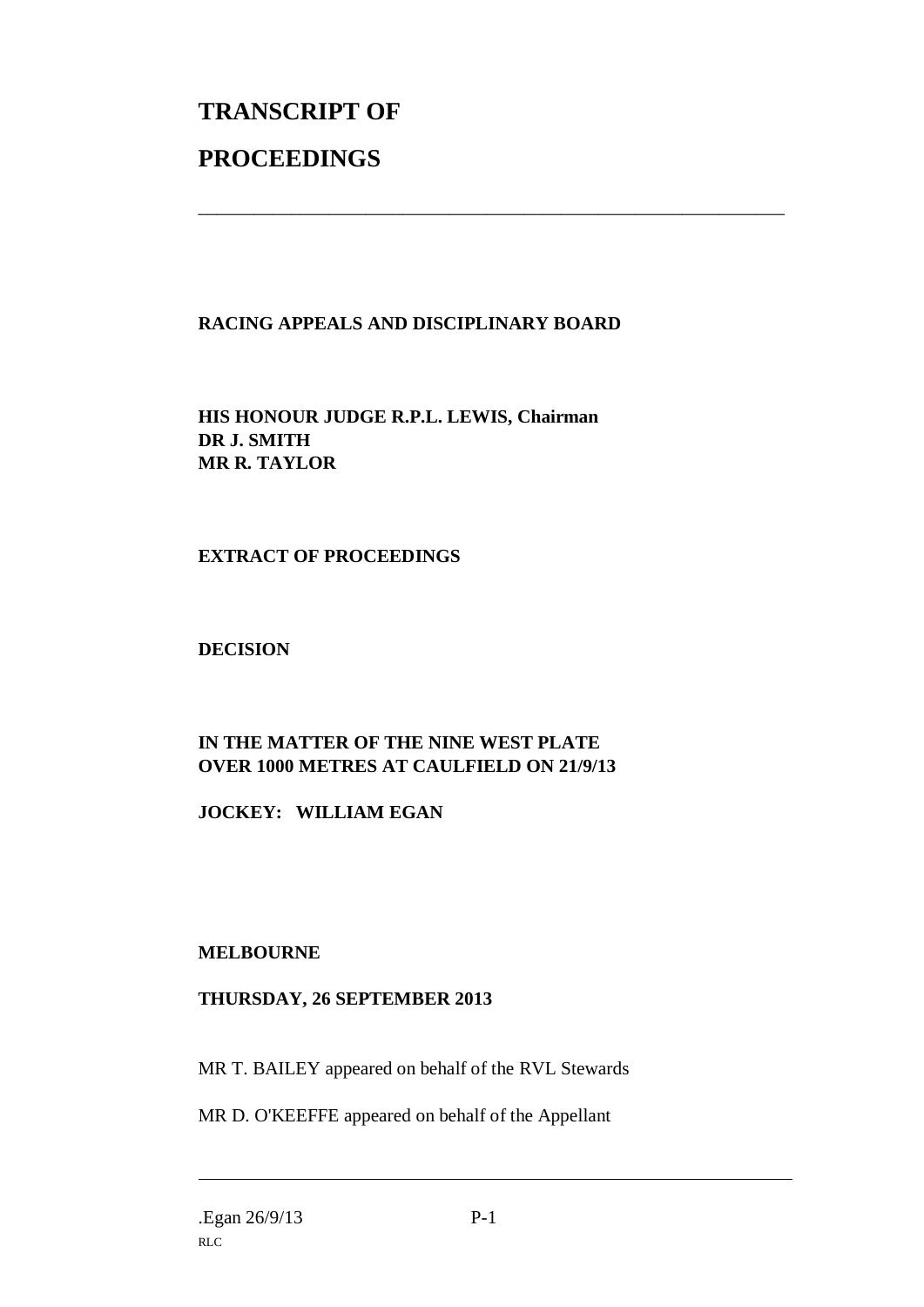# TRANSCRIPT OF

# PROCEEDINGS

---

**RACING APPEALS AND DISCIPLINARY BOARD**

**HIS HONOUR JUDGE R.P.L. LEWIS, Chairman**
**DR J. SMITH**
**MR R. TAYLOR**

**EXTRACT OF PROCEEDINGS**

**DECISION**

**IN THE MATTER OF THE NINE WEST PLATE**
**OVER 1000 METRES AT CAULFIELD ON 21/9/13**

**JOCKEY: WILLIAM EGAN**

**MELBOURNE**

**THURSDAY, 26 SEPTEMBER 2013**

MR T. BAILEY appeared on behalf of the RVL Stewards

MR D. O'KEEFFE appeared on behalf of the Appellant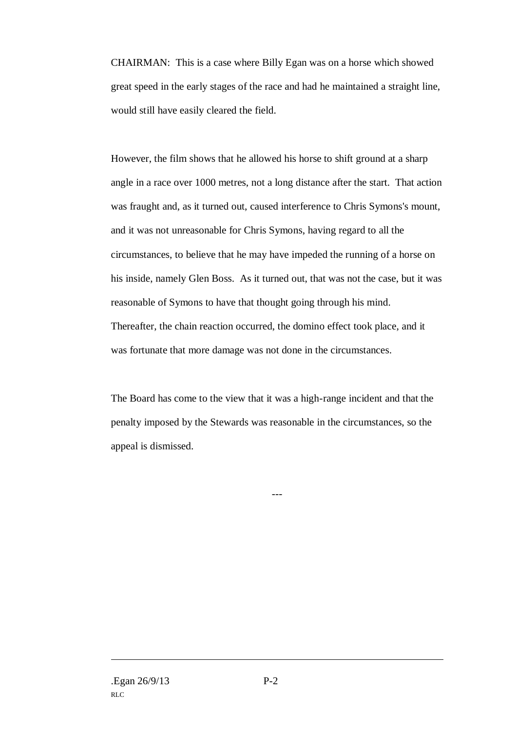CHAIRMAN: This is a case where Billy Egan was on a horse which showed great speed in the early stages of the race and had he maintained a straight line, would still have easily cleared the field.

However, the film shows that he allowed his horse to shift ground at a sharp angle in a race over 1000 metres, not a long distance after the start. That action was fraught and, as it turned out, caused interference to Chris Symons's mount, and it was not unreasonable for Chris Symons, having regard to all the circumstances, to believe that he may have impeded the running of a horse on his inside, namely Glen Boss. As it turned out, that was not the case, but it was reasonable of Symons to have that thought going through his mind. Thereafter, the chain reaction occurred, the domino effect took place, and it was fortunate that more damage was not done in the circumstances.

The Board has come to the view that it was a high-range incident and that the penalty imposed by the Stewards was reasonable in the circumstances, so the appeal is dismissed.

---